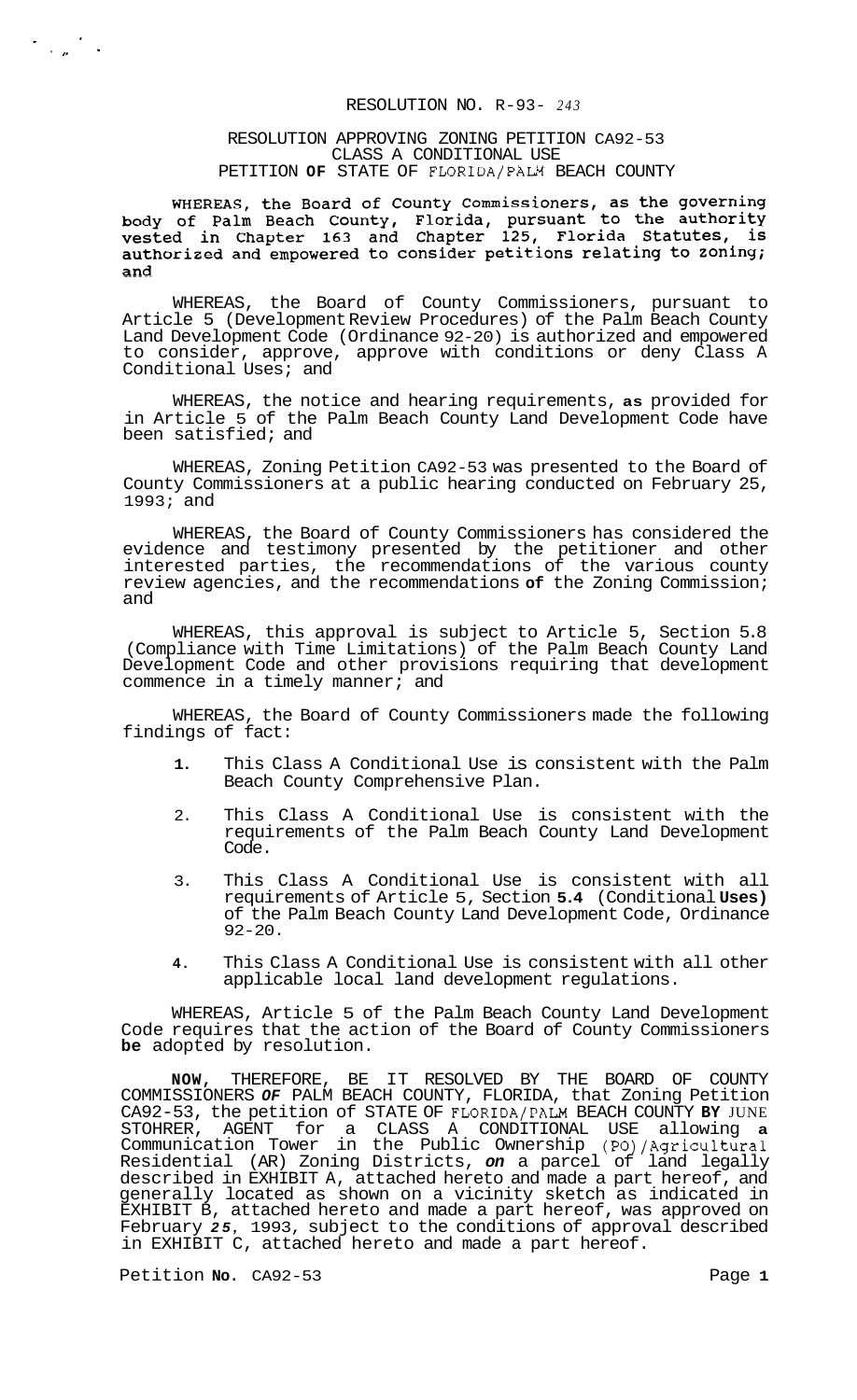RESOLUTION NO. R-93- *243*

RESOLUTION APPROVING ZONING PETITION CA92-53
CLASS A CONDITIONAL USE
PETITION **OF** STATE OF FLORIDA/PALM BEACH COUNTY

WHEREAS, the Board of County Commissioners, as the governing body of Palm Beach County, Florida, pursuant to the authority vested in Chapter 163 and Chapter 125, Florida Statutes, is authorized and empowered to consider petitions relating to zoning; and

WHEREAS, the Board of County Commissioners, pursuant to Article 5 (Development Review Procedures) of the Palm Beach County Land Development Code (Ordinance 92-20) is authorized and empowered to consider, approve, approve with conditions or deny Class A Conditional Uses; and

WHEREAS, the notice and hearing requirements, **as** provided for in Article 5 of the Palm Beach County Land Development Code have been satisfied; and

WHEREAS, Zoning Petition CA92-53 was presented to the Board of County Commissioners at a public hearing conducted on February 25, 1993; and

WHEREAS, the Board of County Commissioners has considered the evidence and testimony presented by the petitioner and other interested parties, the recommendations of the various county review agencies, and the recommendations **of** the Zoning Commission; and

WHEREAS, this approval is subject to Article 5, Section 5.8 (Compliance with Time Limitations) of the Palm Beach County Land Development Code and other provisions requiring that development commence in a timely manner; and

WHEREAS, the Board of County Commissioners made the following findings of fact:

1. This Class A Conditional Use is consistent with the Palm Beach County Comprehensive Plan.
2. This Class A Conditional Use is consistent with the requirements of the Palm Beach County Land Development Code.
3. This Class A Conditional Use is consistent with all requirements of Article 5, Section **5.4** (Conditional **Uses)** of the Palm Beach County Land Development Code, Ordinance 92-20.
4. This Class A Conditional Use is consistent with all other applicable local land development regulations.

WHEREAS, Article 5 of the Palm Beach County Land Development Code requires that the action of the Board of County Commissioners **be** adopted by resolution.

**NOW**, THEREFORE, BE IT RESOLVED BY THE BOARD OF COUNTY COMMISSIONERS *OF* PALM BEACH COUNTY, FLORIDA, that Zoning Petition CA92-53, the petition of STATE OF FLORIDA/PALM BEACH COUNTY **BY** JUNE STOHRER, AGENT for a CLASS A CONDITIONAL USE allowing **a** Communication Tower in the Public Ownership (PO)/Agricultural Residential (AR) Zoning Districts, *on* a parcel of land legally described in EXHIBIT A, attached hereto and made a part hereof, and generally located as shown on a vicinity sketch as indicated in EXHIBIT B, attached hereto and made a part hereof, was approved on February *25*, 1993, subject to the conditions of approval described in EXHIBIT C, attached hereto and made a part hereof.

Petition **No.** CA92-53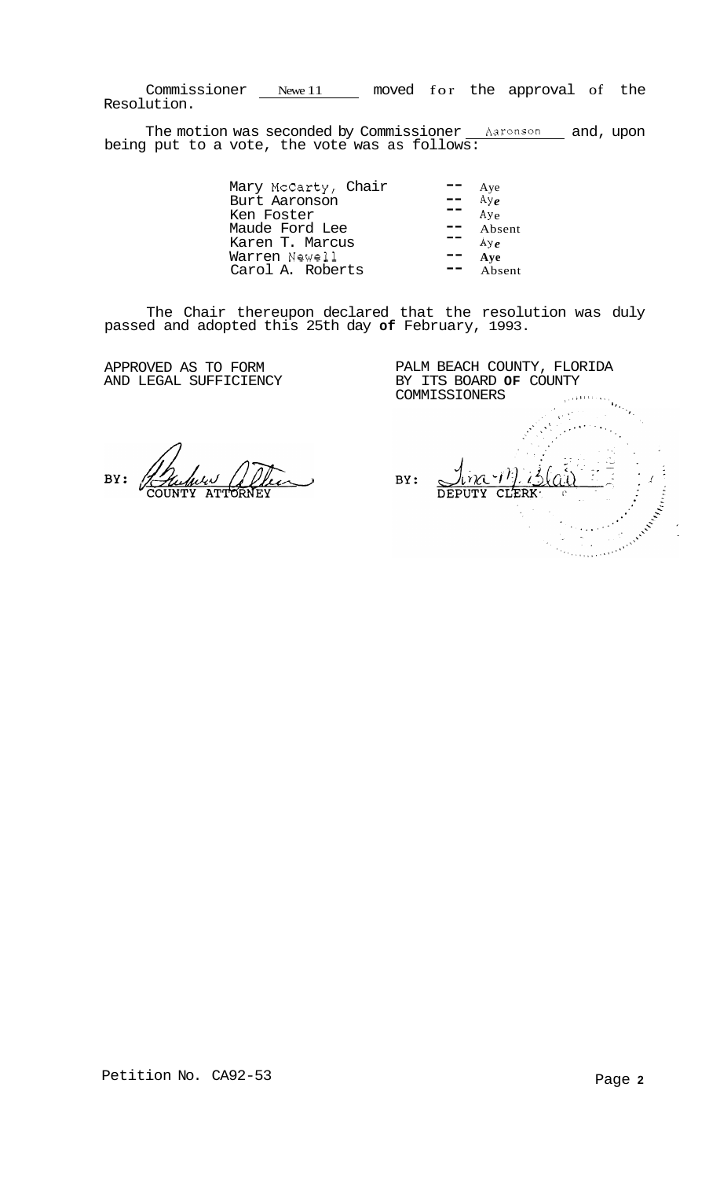Commissioner Newell moved for the approval of the Resolution.

The motion was seconded by Commissioner Aaronson and, upon being put to a vote, the vote was as follows:

| | | |
|---|---|---|
| Mary McCarty, Chair | -- | Aye |
| Burt Aaronson | -- | Aye |
| Ken Foster | -- | Aye |
| Maude Ford Lee | -- | Absent |
| Karen T. Marcus | -- | Aye |
| Warren Newell | -- | Aye |
| Carol A. Roberts | -- | Absent |

The Chair thereupon declared that the resolution was duly passed and adopted this 25th day of February, 1993.

APPROVED AS TO FORM AND LEGAL SUFFICIENCY

BY: COUNTY ATTORNEY

PALM BEACH COUNTY, FLORIDA BY ITS BOARD OF COUNTY COMMISSIONERS

BY: DEPUTY CLERK

Petition No. CA92-53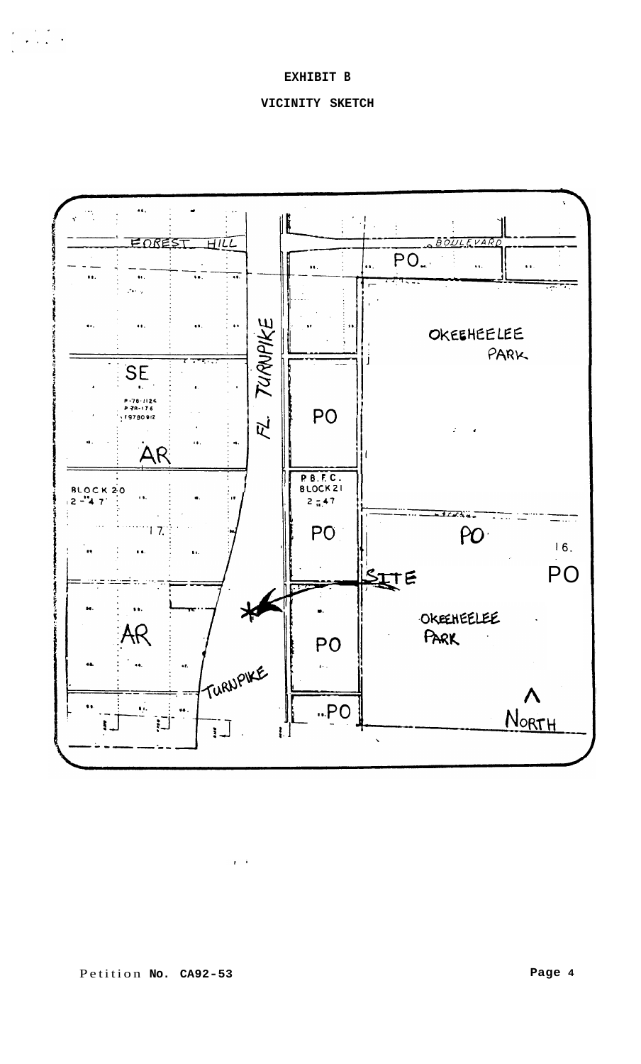**EXHIBIT B**

**VICINITY SKETCH**

FOREST HILL BOULEVARD

FL. TURNPIKE

SE

P-78-1126
P-78-176
19780912

AR

BLOCK 20
2-47

17.

AR

TURNPIKE

PO

PO

P.B.F.C.
BLOCK 21
2-47

PO

PO

..PO

OKEEHEELEE PARK

PO

16.

PO

SITE

OKEEHEELEE PARK

NORTH

Petition No. CA92-53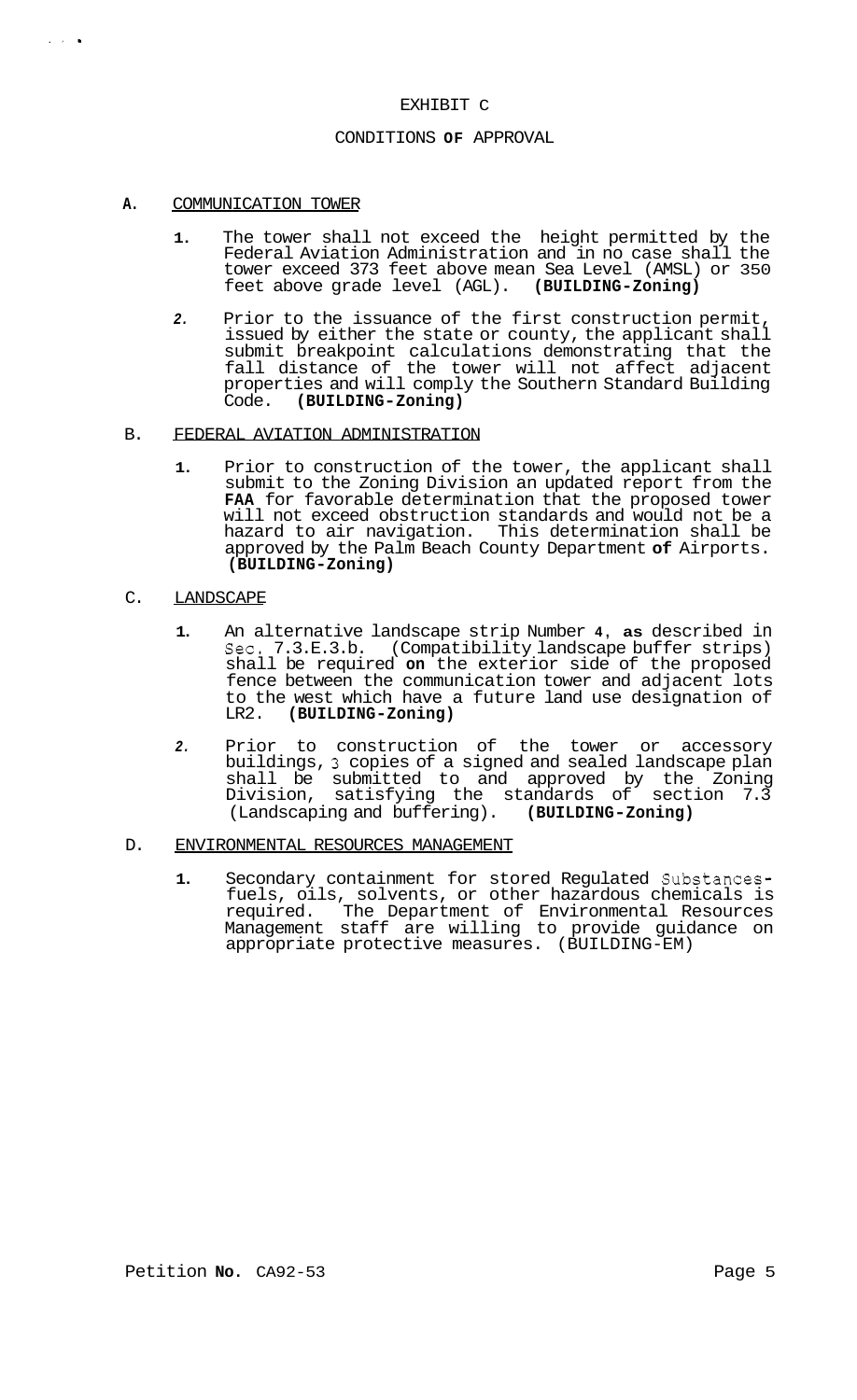EXHIBIT C

CONDITIONS **OF** APPROVAL

**A.** COMMUNICATION TOWER

**1.** The tower shall not exceed the height permitted by the Federal Aviation Administration and in no case shall the tower exceed 373 feet above mean Sea Level (AMSL) or 350 feet above grade level (AGL). **(BUILDING-Zoning)**

*2.* Prior to the issuance of the first construction permit, issued by either the state or county, the applicant shall submit breakpoint calculations demonstrating that the fall distance of the tower will not affect adjacent properties and will comply the Southern Standard Building Code. **(BUILDING-Zoning)**

B. FEDERAL AVIATION ADMINISTRATION

**1.** Prior to construction of the tower, the applicant shall submit to the Zoning Division an updated report from the **FAA** for favorable determination that the proposed tower will not exceed obstruction standards and would not be a hazard to air navigation. This determination shall be approved by the Palm Beach County Department **of** Airports. **(BUILDING-Zoning)**

C. LANDSCAPE

**1.** An alternative landscape strip Number **4**, **as** described in Sec. 7.3.E.3.b. (Compatibility landscape buffer strips) shall be required **on** the exterior side of the proposed fence between the communication tower and adjacent lots to the west which have a future land use designation of LR2. **(BUILDING-Zoning)**

*2.* Prior to construction of the tower or accessory buildings, 3 copies of a signed and sealed landscape plan shall be submitted to and approved by the Zoning Division, satisfying the standards of section 7.3 (Landscaping and buffering). **(BUILDING-Zoning)**

D. ENVIRONMENTAL RESOURCES MANAGEMENT

**1.** Secondary containment for stored Regulated Substances-fuels, oils, solvents, or other hazardous chemicals is required. The Department of Environmental Resources Management staff are willing to provide guidance on appropriate protective measures. (BUILDING-EM)

Petition **No.** CA92-53